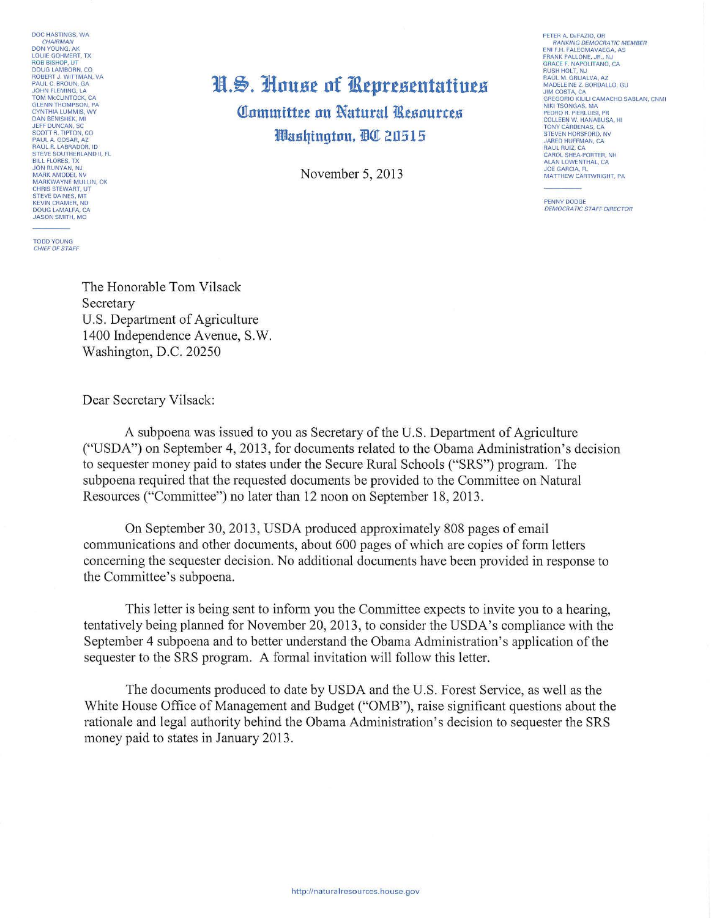DOC HASTINGS, WA
*CHAIRMAN*
DON YOUNG, AK
LOUIE GOHMERT, TX
ROB BISHOP, UT
DOUG LAMBORN, CO
ROBERT J. WITTMAN, VA
PAUL C. BROUN, GA
JOHN FLEMING, LA
TOM McCLINTOCK, CA
GLENN THOMPSON, PA
CYNTHIA LUMMIS, WY
DAN BENISHEK, MI
JEFF DUNCAN, SC
SCOTT R. TIPTON, CO
PAUL A. GOSAR, AZ
RAUL R. LABRADOR, ID
STEVE SOUTHERLAND II, FL
BILL FLORES, TX
JON RUNYAN, NJ
MARK AMODEI, NV
MARKWAYNE MULLIN, OK
CHRIS STEWART, UT
STEVE DAINES, MT
KEVIN CRAMER, ND
DOUG LaMALFA, CA
JASON SMITH, MO

TODD YOUNG
*CHIEF OF STAFF*

# U.S. House of Representatives

## Committee on Natural Resources

### Washington, DC 20515

PETER A. DeFAZIO, OR
*RANKING DEMOCRATIC MEMBER*
ENI F.H. FALEOMAVAEGA, AS
FRANK PALLONE, JR., NJ
GRACE F. NAPOLITANO, CA
RUSH HOLT, NJ
RAÚL M. GRIJALVA, AZ
MADELEINE Z. BORDALLO, GU
JIM COSTA, CA
GREGORIO KILILI CAMACHO SABLAN, CNMI
NIKI TSONGAS, MA
PEDRO R. PIERLUISI, PR
COLLEEN W. HANABUSA, HI
TONY CÁRDENAS, CA
STEVEN HORSFORD, NV
JARED HUFFMAN, CA
RAUL RUIZ, CA
CAROL SHEA-PORTER, NH
ALAN LOWENTHAL, CA
JOE GARCIA, FL
MATTHEW CARTWRIGHT, PA

PENNY DODGE
*DEMOCRATIC STAFF DIRECTOR*

November 5, 2013

The Honorable Tom Vilsack
Secretary
U.S. Department of Agriculture
1400 Independence Avenue, S.W.
Washington, D.C. 20250

Dear Secretary Vilsack:

A subpoena was issued to you as Secretary of the U.S. Department of Agriculture ("USDA") on September 4, 2013, for documents related to the Obama Administration's decision to sequester money paid to states under the Secure Rural Schools ("SRS") program. The subpoena required that the requested documents be provided to the Committee on Natural Resources ("Committee") no later than 12 noon on September 18, 2013.

On September 30, 2013, USDA produced approximately 808 pages of email communications and other documents, about 600 pages of which are copies of form letters concerning the sequester decision. No additional documents have been provided in response to the Committee's subpoena.

This letter is being sent to inform you the Committee expects to invite you to a hearing, tentatively being planned for November 20, 2013, to consider the USDA's compliance with the September 4 subpoena and to better understand the Obama Administration's application of the sequester to the SRS program. A formal invitation will follow this letter.

The documents produced to date by USDA and the U.S. Forest Service, as well as the White House Office of Management and Budget ("OMB"), raise significant questions about the rationale and legal authority behind the Obama Administration's decision to sequester the SRS money paid to states in January 2013.

http://naturalresources.house.gov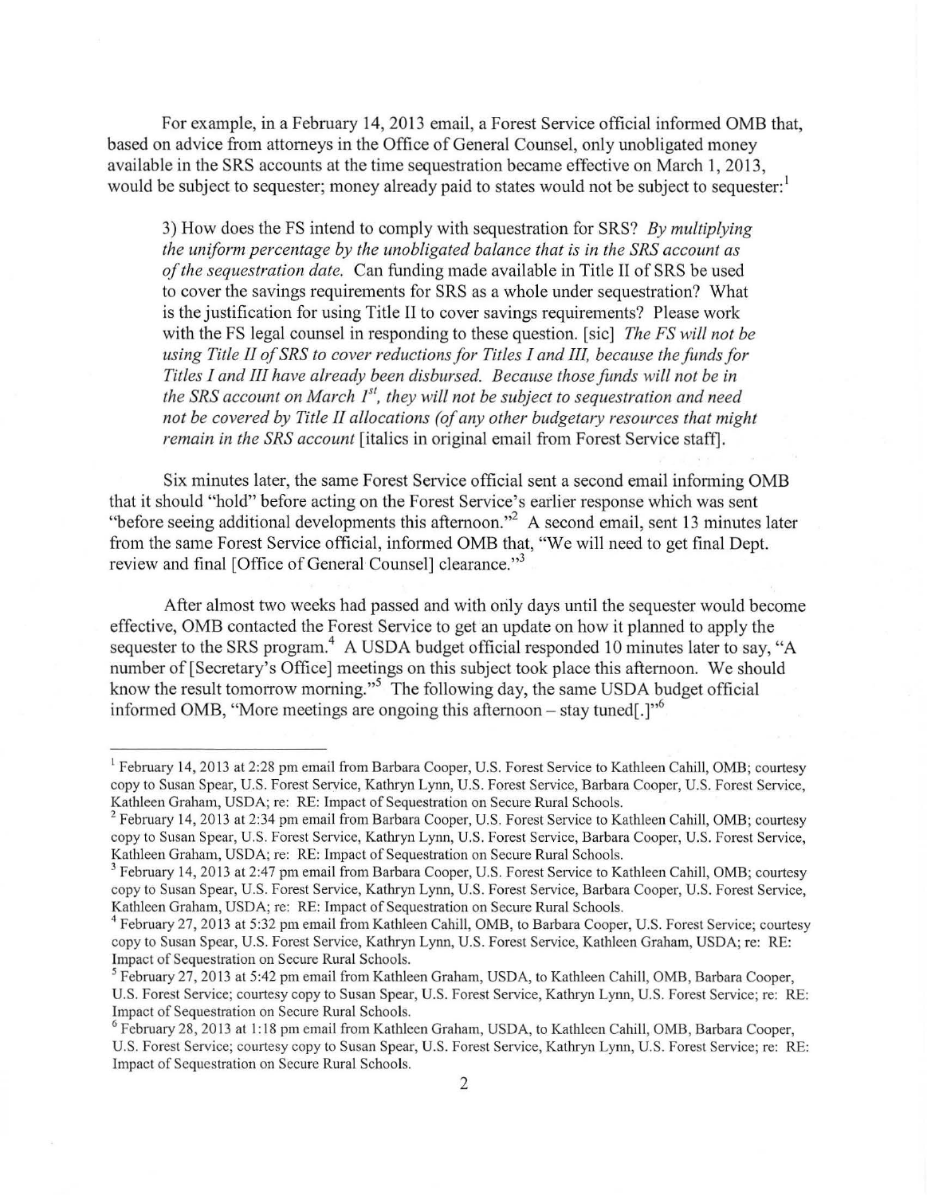For example, in a February 14, 2013 email, a Forest Service official informed OMB that, based on advice from attorneys in the Office of General Counsel, only unobligated money available in the SRS accounts at the time sequestration became effective on March 1, 2013, would be subject to sequester; money already paid to states would not be subject to sequester:[1]

> 3) How does the FS intend to comply with sequestration for SRS? *By multiplying the uniform percentage by the unobligated balance that is in the SRS account as of the sequestration date.* Can funding made available in Title II of SRS be used to cover the savings requirements for SRS as a whole under sequestration? What is the justification for using Title II to cover savings requirements? Please work with the FS legal counsel in responding to these question. [sic] *The FS will not be using Title II of SRS to cover reductions for Titles I and III, because the funds for Titles I and III have already been disbursed. Because those funds will not be in the SRS account on March 1st, they will not be subject to sequestration and need not be covered by Title II allocations (of any other budgetary resources that might remain in the SRS account* [italics in original email from Forest Service staff].

Six minutes later, the same Forest Service official sent a second email informing OMB that it should "hold" before acting on the Forest Service's earlier response which was sent "before seeing additional developments this afternoon."[2] A second email, sent 13 minutes later from the same Forest Service official, informed OMB that, "We will need to get final Dept. review and final [Office of General Counsel] clearance."[3]

After almost two weeks had passed and with only days until the sequester would become effective, OMB contacted the Forest Service to get an update on how it planned to apply the sequester to the SRS program.[4] A USDA budget official responded 10 minutes later to say, "A number of [Secretary's Office] meetings on this subject took place this afternoon. We should know the result tomorrow morning."[5] The following day, the same USDA budget official informed OMB, "More meetings are ongoing this afternoon – stay tuned[.]"[6]

---

[1] February 14, 2013 at 2:28 pm email from Barbara Cooper, U.S. Forest Service to Kathleen Cahill, OMB; courtesy copy to Susan Spear, U.S. Forest Service, Kathryn Lynn, U.S. Forest Service, Barbara Cooper, U.S. Forest Service, Kathleen Graham, USDA; re: RE: Impact of Sequestration on Secure Rural Schools.

[2] February 14, 2013 at 2:34 pm email from Barbara Cooper, U.S. Forest Service to Kathleen Cahill, OMB; courtesy copy to Susan Spear, U.S. Forest Service, Kathryn Lynn, U.S. Forest Service, Barbara Cooper, U.S. Forest Service, Kathleen Graham, USDA; re: RE: Impact of Sequestration on Secure Rural Schools.

[3] February 14, 2013 at 2:47 pm email from Barbara Cooper, U.S. Forest Service to Kathleen Cahill, OMB; courtesy copy to Susan Spear, U.S. Forest Service, Kathryn Lynn, U.S. Forest Service, Barbara Cooper, U.S. Forest Service, Kathleen Graham, USDA; re: RE: Impact of Sequestration on Secure Rural Schools.

[4] February 27, 2013 at 5:32 pm email from Kathleen Cahill, OMB, to Barbara Cooper, U.S. Forest Service; courtesy copy to Susan Spear, U.S. Forest Service, Kathryn Lynn, U.S. Forest Service, Kathleen Graham, USDA; re: RE: Impact of Sequestration on Secure Rural Schools.

[5] February 27, 2013 at 5:42 pm email from Kathleen Graham, USDA, to Kathleen Cahill, OMB, Barbara Cooper, U.S. Forest Service; courtesy copy to Susan Spear, U.S. Forest Service, Kathryn Lynn, U.S. Forest Service; re: RE: Impact of Sequestration on Secure Rural Schools.

[6] February 28, 2013 at 1:18 pm email from Kathleen Graham, USDA, to Kathleen Cahill, OMB, Barbara Cooper, U.S. Forest Service; courtesy copy to Susan Spear, U.S. Forest Service, Kathryn Lynn, U.S. Forest Service; re: RE: Impact of Sequestration on Secure Rural Schools.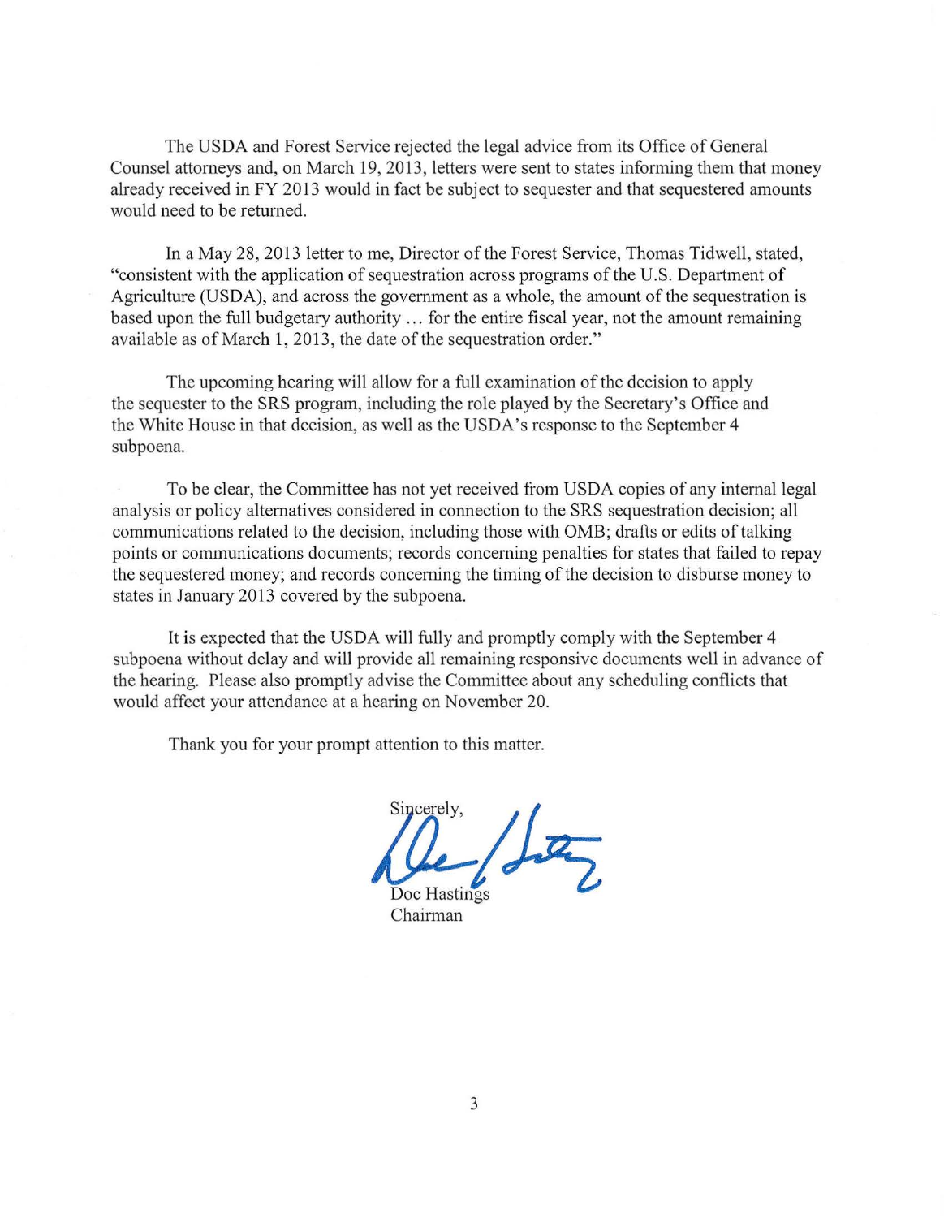The USDA and Forest Service rejected the legal advice from its Office of General Counsel attorneys and, on March 19, 2013, letters were sent to states informing them that money already received in FY 2013 would in fact be subject to sequester and that sequestered amounts would need to be returned.

In a May 28, 2013 letter to me, Director of the Forest Service, Thomas Tidwell, stated, "consistent with the application of sequestration across programs of the U.S. Department of Agriculture (USDA), and across the government as a whole, the amount of the sequestration is based upon the full budgetary authority … for the entire fiscal year, not the amount remaining available as of March 1, 2013, the date of the sequestration order."

The upcoming hearing will allow for a full examination of the decision to apply the sequester to the SRS program, including the role played by the Secretary's Office and the White House in that decision, as well as the USDA's response to the September 4 subpoena.

To be clear, the Committee has not yet received from USDA copies of any internal legal analysis or policy alternatives considered in connection to the SRS sequestration decision; all communications related to the decision, including those with OMB; drafts or edits of talking points or communications documents; records concerning penalties for states that failed to repay the sequestered money; and records concerning the timing of the decision to disburse money to states in January 2013 covered by the subpoena.

It is expected that the USDA will fully and promptly comply with the September 4 subpoena without delay and will provide all remaining responsive documents well in advance of the hearing. Please also promptly advise the Committee about any scheduling conflicts that would affect your attendance at a hearing on November 20.

Thank you for your prompt attention to this matter.

Sincerely,

Doc Hastings
Chairman